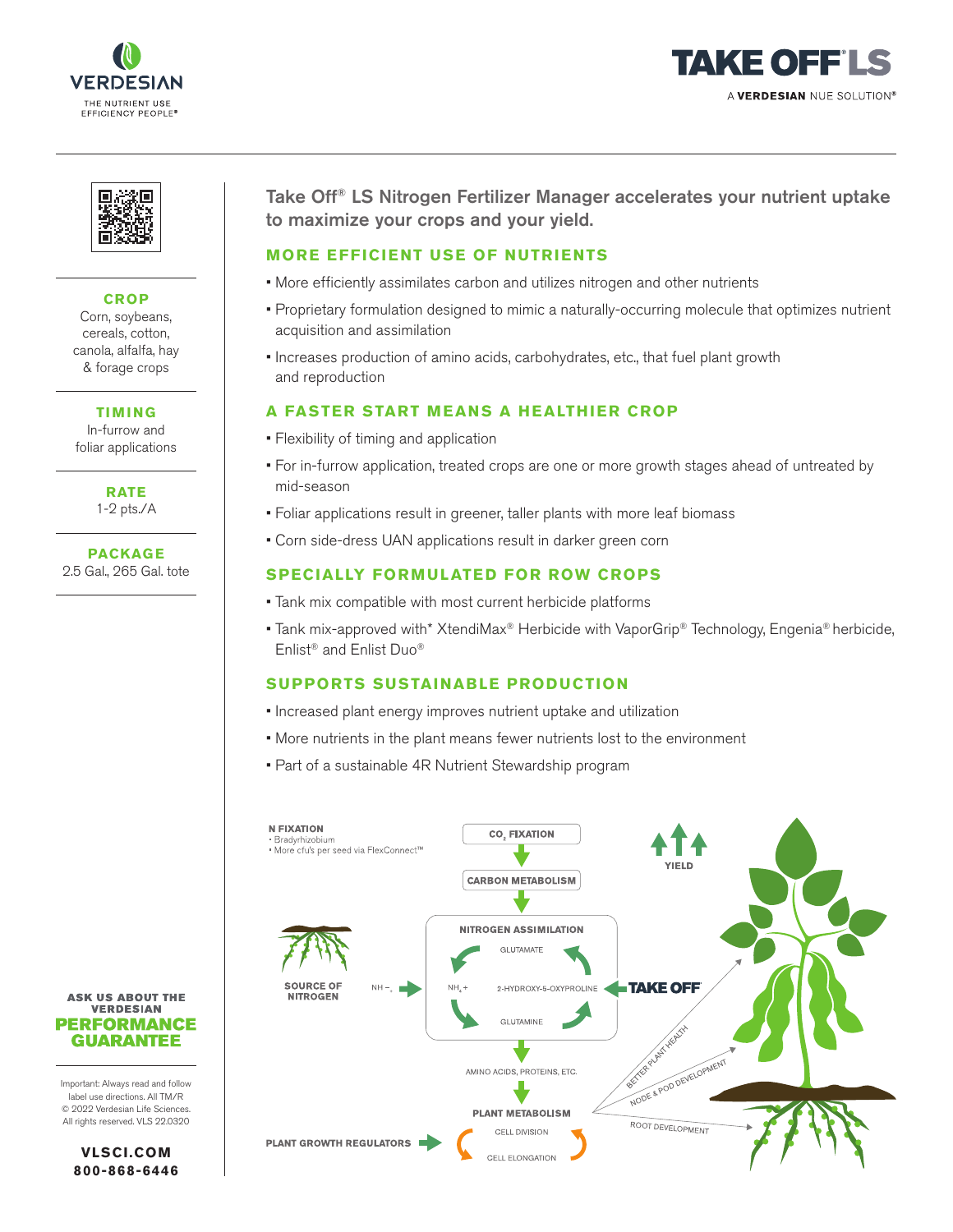VERDESIAN
THE NUTRIENT USE EFFICIENCY PEOPLE®

# TAKE OFF® LS

A **VERDESIAN** NUE SOLUTION®

**CROP**
Corn, soybeans, cereals, cotton, canola, alfalfa, hay & forage crops

**TIMING**
In-furrow and foliar applications

**RATE**
1-2 pts./A

**PACKAGE**
2.5 Gal., 265 Gal. tote

## Take Off® LS Nitrogen Fertilizer Manager accelerates your nutrient uptake to maximize your crops and your yield.

### MORE EFFICIENT USE OF NUTRIENTS

- More efficiently assimilates carbon and utilizes nitrogen and other nutrients
- Proprietary formulation designed to mimic a naturally-occurring molecule that optimizes nutrient acquisition and assimilation
- Increases production of amino acids, carbohydrates, etc., that fuel plant growth and reproduction

### A FASTER START MEANS A HEALTHIER CROP

- Flexibility of timing and application
- For in-furrow application, treated crops are one or more growth stages ahead of untreated by mid-season
- Foliar applications result in greener, taller plants with more leaf biomass
- Corn side-dress UAN applications result in darker green corn

### SPECIALLY FORMULATED FOR ROW CROPS

- Tank mix compatible with most current herbicide platforms
- Tank mix-approved with* XtendiMax® Herbicide with VaporGrip® Technology, Engenia® herbicide, Enlist® and Enlist Duo®

### SUPPORTS SUSTAINABLE PRODUCTION

- Increased plant energy improves nutrient uptake and utilization
- More nutrients in the plant means fewer nutrients lost to the environment
- Part of a sustainable 4R Nutrient Stewardship program

**N FIXATION**
- Bradyrhizobium
- More cfu's per seed via FlexConnect™

$CO_2$ FIXATION → CARBON METABOLISM → NITROGEN ASSIMILATION (GLUTAMATE, $NH_4$+, 2-HYDROXY-5-OXYPROLINE, GLUTAMINE) → AMINO ACIDS, PROTEINS, ETC. → PLANT METABOLISM (CELL DIVISION, CELL ELONGATION)

SOURCE OF NITROGEN — $NH_3$ → $NH_4$+

TAKE OFF® → 2-HYDROXY-5-OXYPROLINE

PLANT GROWTH REGULATORS → PLANT METABOLISM

YIELD — BETTER PLANT HEALTH, NODE & POD DEVELOPMENT, ROOT DEVELOPMENT

**ASK US ABOUT THE VERDESIAN PERFORMANCE GUARANTEE**

Important: Always read and follow label use directions. All TM/R © 2022 Verdesian Life Sciences. All rights reserved. VLS 22.0320

**VLSCI.COM**
**800-868-6446**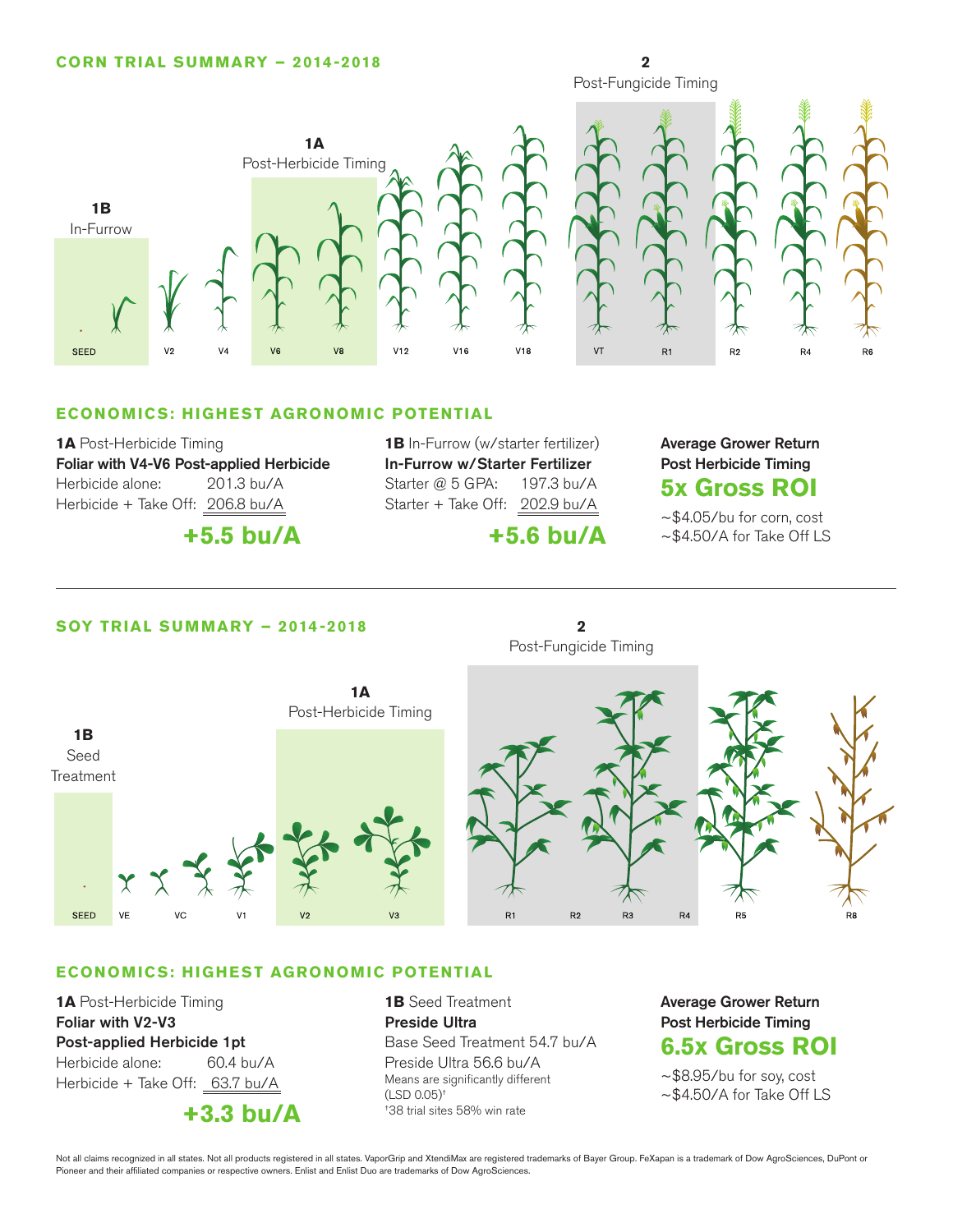## CORN TRIAL SUMMARY – 2014-2018

1B
In-Furrow

1A
Post-Herbicide Timing

2
Post-Fungicide Timing

SEED V2 V4 V6 V8 V12 V16 V18 VT R1 R2 R4 R6

### ECONOMICS: HIGHEST AGRONOMIC POTENTIAL

**1A** Post-Herbicide Timing
**Foliar with V4-V6 Post-applied Herbicide**
Herbicide alone: 201.3 bu/A
Herbicide + Take Off: 206.8 bu/A

**+5.5 bu/A**

**1B** In-Furrow (w/starter fertilizer)
**In-Furrow w/Starter Fertilizer**
Starter @ 5 GPA: 197.3 bu/A
Starter + Take Off: 202.9 bu/A

**+5.6 bu/A**

**Average Grower Return**
**Post Herbicide Timing**
**5x Gross ROI**

~$4.05/bu for corn, cost
~$4.50/A for Take Off LS

---

## SOY TRIAL SUMMARY – 2014-2018

1B
Seed
Treatment

1A
Post-Herbicide Timing

2
Post-Fungicide Timing

SEED VE VC V1 V2 V3 R1 R2 R3 R4 R5 R8

### ECONOMICS: HIGHEST AGRONOMIC POTENTIAL

**1A** Post-Herbicide Timing
**Foliar with V2-V3**
**Post-applied Herbicide 1pt**
Herbicide alone: 60.4 bu/A
Herbicide + Take Off: 63.7 bu/A

**+3.3 bu/A**

**1B** Seed Treatment
**Preside Ultra**
Base Seed Treatment 54.7 bu/A
Preside Ultra 56.6 bu/A
Means are significantly different (LSD 0.05)†
†38 trial sites 58% win rate

**Average Grower Return**
**Post Herbicide Timing**
**6.5x Gross ROI**

~$8.95/bu for soy, cost
~$4.50/A for Take Off LS

Not all claims recognized in all states. Not all products registered in all states. VaporGrip and XtendiMax are registered trademarks of Bayer Group. FeXapan is a trademark of Dow AgroSciences, DuPont or Pioneer and their affiliated companies or respective owners. Enlist and Enlist Duo are trademarks of Dow AgroSciences.